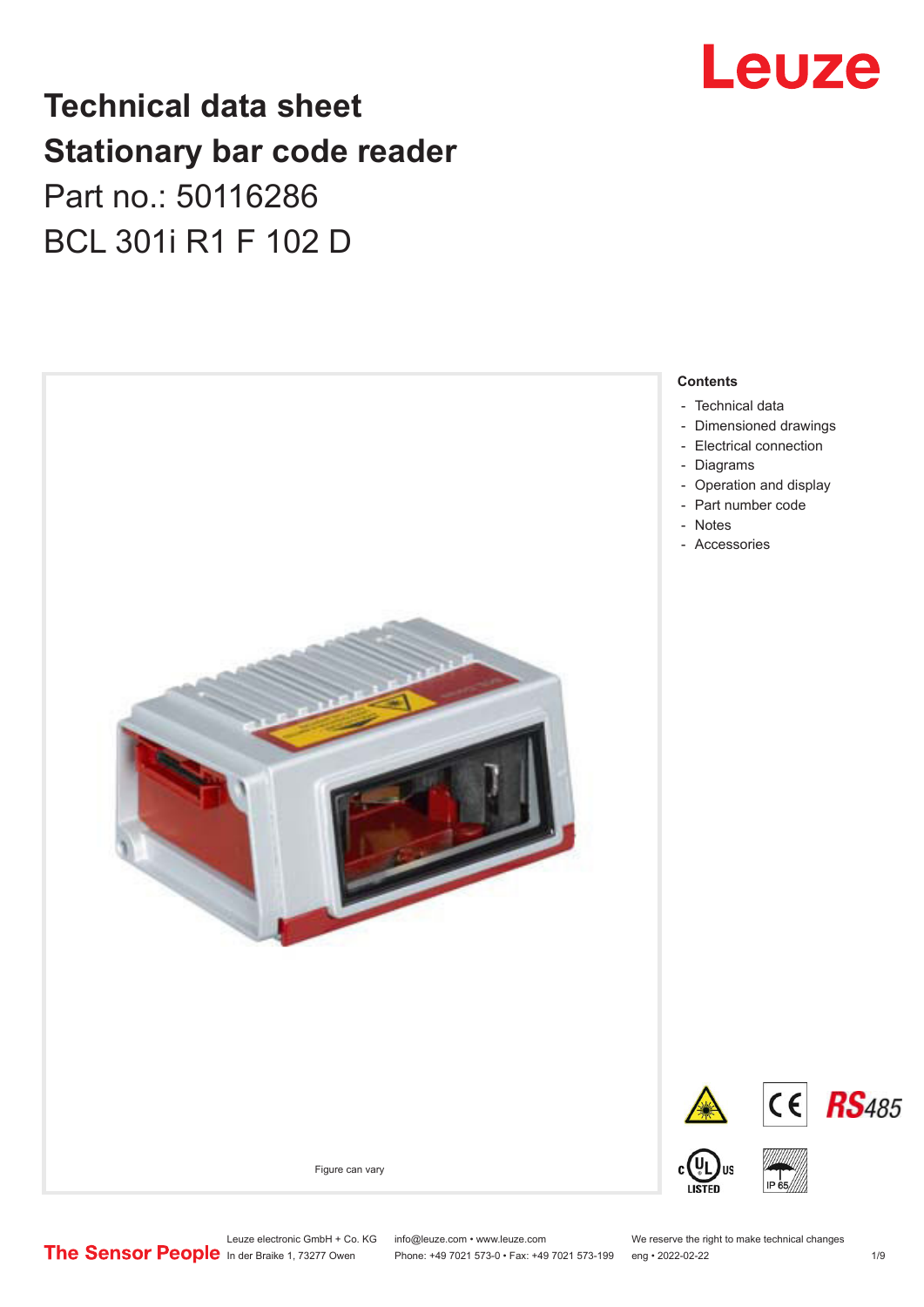# Technical data sheet

# Stationary bar code reader

Part no.: 50116286

BCL 301i R1 F 102 D

Figure can vary

**Contents**

- Technical data
- Dimensioned drawings
- Electrical connection
- Diagrams
- Operation and display
- Part number code
- Notes
- Accessories

Leuze electronic GmbH + Co. KG
In der Braike 1, 73277 Owen

info@leuze.com • www.leuze.com
Phone: +49 7021 573-0 • Fax: +49 7021 573-199

We reserve the right to make technical changes
eng • 2022-02-22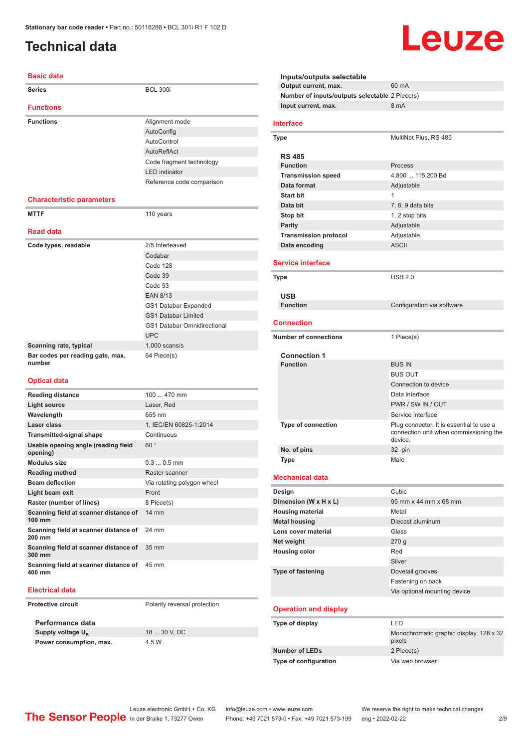# Technical data

## Basic data

| | |
|---|---|
| **Series** | BCL 300i |

## Functions

| | |
|---|---|
| **Functions** | Alignment mode |
| | AutoConfig |
| | AutoControl |
| | AutoReflAct |
| | Code fragment technology |
| | LED indicator |
| | Reference code comparison |

## Characteristic parameters

| | |
|---|---|
| **MTTF** | 110 years |

## Read data

| | |
|---|---|
| **Code types, readable** | 2/5 Interleaved |
| | Codabar |
| | Code 128 |
| | Code 39 |
| | Code 93 |
| | EAN 8/13 |
| | GS1 Databar Expanded |
| | GS1 Databar Limited |
| | GS1 Databar Omnidirectional |
| | UPC |
| **Scanning rate, typical** | 1,000 scans/s |
| **Bar codes per reading gate, max. number** | 64 Piece(s) |

## Optical data

| | |
|---|---|
| **Reading distance** | 100 ... 470 mm |
| **Light source** | Laser, Red |
| **Wavelength** | 655 nm |
| **Laser class** | 1, IEC/EN 60825-1:2014 |
| **Transmitted-signal shape** | Continuous |
| **Usable opening angle (reading field opening)** | 60 ° |
| **Modulus size** | 0.3 ... 0.5 mm |
| **Reading method** | Raster scanner |
| **Beam deflection** | Via rotating polygon wheel |
| **Light beam exit** | Front |
| **Raster (number of lines)** | 8 Piece(s) |
| **Scanning field at scanner distance of 100 mm** | 14 mm |
| **Scanning field at scanner distance of 200 mm** | 24 mm |
| **Scanning field at scanner distance of 300 mm** | 35 mm |
| **Scanning field at scanner distance of 400 mm** | 45 mm |

## Electrical data

| | |
|---|---|
| **Protective circuit** | Polarity reversal protection |

### Performance data

| | |
|---|---|
| **Supply voltage $U_B$** | 18 ... 30 V, DC |
| **Power consumption, max.** | 4.5 W |

### Inputs/outputs selectable

| | |
|---|---|
| **Output current, max.** | 60 mA |
| **Number of inputs/outputs selectable** | 2 Piece(s) |
| **Input current, max.** | 8 mA |

## Interface

| | |
|---|---|
| **Type** | MultiNet Plus, RS 485 |

### RS 485

| | |
|---|---|
| **Function** | Process |
| **Transmission speed** | 4,800 ... 115,200 Bd |
| **Data format** | Adjustable |
| **Start bit** | 1 |
| **Data bit** | 7, 8, 9 data bits |
| **Stop bit** | 1, 2 stop bits |
| **Parity** | Adjustable |
| **Transmission protocol** | Adjustable |
| **Data encoding** | ASCII |

## Service interface

| | |
|---|---|
| **Type** | USB 2.0 |

### USB

| | |
|---|---|
| **Function** | Configuration via software |

## Connection

| | |
|---|---|
| **Number of connections** | 1 Piece(s) |

### Connection 1

| | |
|---|---|
| **Function** | BUS IN |
| | BUS OUT |
| | Connection to device |
| | Data interface |
| | PWR / SW IN / OUT |
| | Service interface |
| **Type of connection** | Plug connector, It is essential to use a connection unit when commissioning the device. |
| **No. of pins** | 32 -pin |
| **Type** | Male |

## Mechanical data

| | |
|---|---|
| **Design** | Cubic |
| **Dimension (W x H x L)** | 95 mm x 44 mm x 68 mm |
| **Housing material** | Metal |
| **Metal housing** | Diecast aluminum |
| **Lens cover material** | Glass |
| **Net weight** | 270 g |
| **Housing color** | Red |
| | Silver |
| **Type of fastening** | Dovetail grooves |
| | Fastening on back |
| | Via optional mounting device |

## Operation and display

| | |
|---|---|
| **Type of display** | LED |
| | Monochromatic graphic display, 128 x 32 pixels |
| **Number of LEDs** | 2 Piece(s) |
| **Type of configuration** | Via web browser |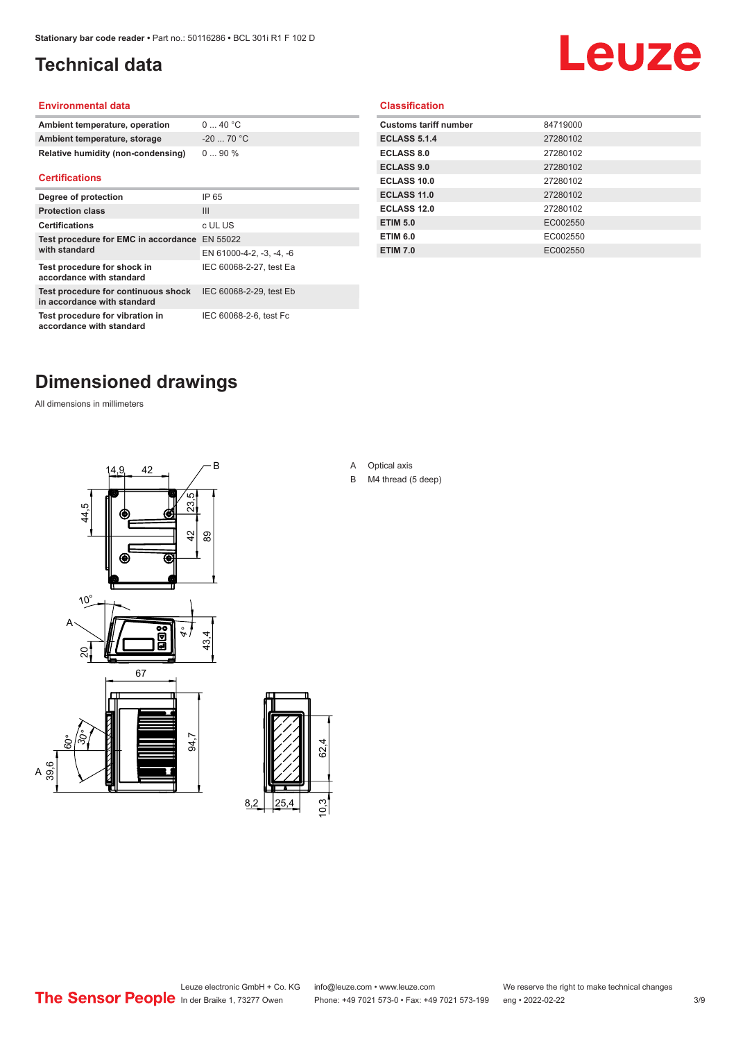# Technical data

## Environmental data

| | |
|---|---|
| Ambient temperature, operation | 0 ... 40 °C |
| Ambient temperature, storage | -20 ... 70 °C |
| Relative humidity (non-condensing) | 0 ... 90 % |

## Certifications

| | |
|---|---|
| Degree of protection | IP 65 |
| Protection class | III |
| Certifications | c UL US |
| Test procedure for EMC in accordance with standard | EN 55022 |
| | EN 61000-4-2, -3, -4, -6 |
| Test procedure for shock in accordance with standard | IEC 60068-2-27, test Ea |
| Test procedure for continuous shock in accordance with standard | IEC 60068-2-29, test Eb |
| Test procedure for vibration in accordance with standard | IEC 60068-2-6, test Fc |

## Classification

| | |
|---|---|
| Customs tariff number | 84719000 |
| ECLASS 5.1.4 | 27280102 |
| ECLASS 8.0 | 27280102 |
| ECLASS 9.0 | 27280102 |
| ECLASS 10.0 | 27280102 |
| ECLASS 11.0 | 27280102 |
| ECLASS 12.0 | 27280102 |
| ETIM 5.0 | EC002550 |
| ETIM 6.0 | EC002550 |
| ETIM 7.0 | EC002550 |

# Dimensioned drawings

All dimensions in millimeters

A Optical axis

B M4 thread (5 deep)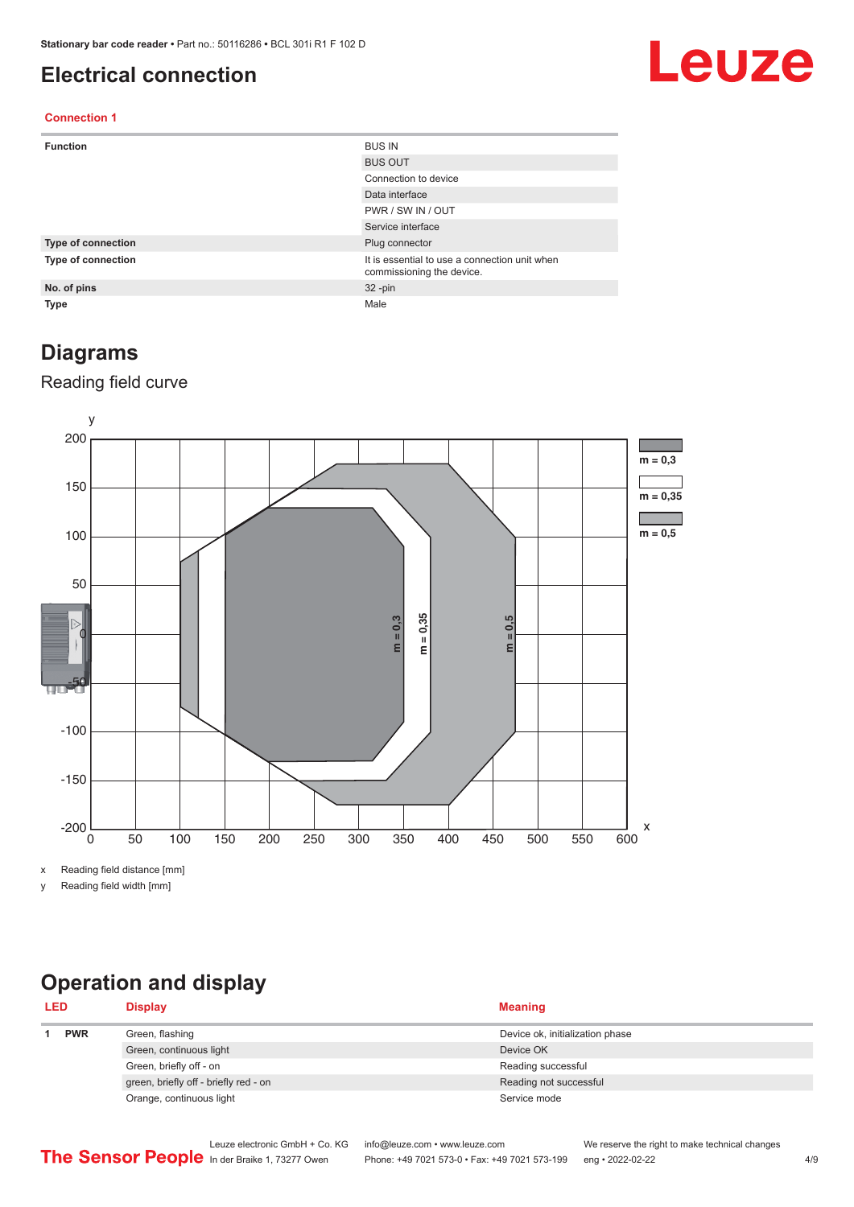# Electrical connection

### Connection 1

| | |
|---|---|
| **Function** | BUS IN |
| | BUS OUT |
| | Connection to device |
| | Data interface |
| | PWR / SW IN / OUT |
| | Service interface |
| **Type of connection** | Plug connector |
| **Type of connection** | It is essential to use a connection unit when commissioning the device. |
| **No. of pins** | 32 -pin |
| **Type** | Male |

# Diagrams

## Reading field curve

x Reading field distance [mm]

y Reading field width [mm]

# Operation and display

| LED | | Display | Meaning |
|---|---|---|---|
| 1 | **PWR** | Green, flashing | Device ok, initialization phase |
| | | Green, continuous light | Device OK |
| | | Green, briefly off - on | Reading successful |
| | | green, briefly off - briefly red - on | Reading not successful |
| | | Orange, continuous light | Service mode |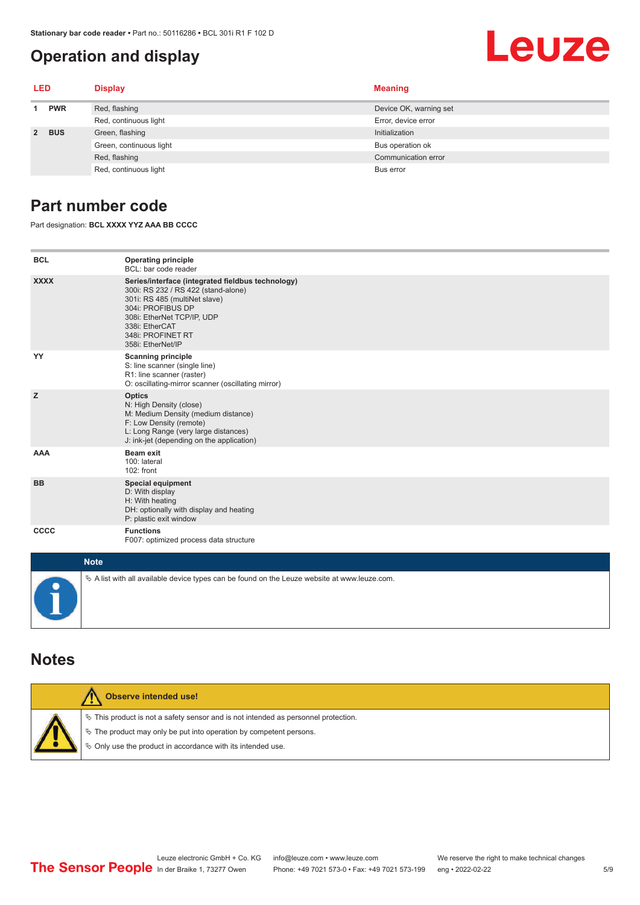# Operation and display

| LED | | Display | Meaning |
|---|---|---|---|
| 1 | PWR | Red, flashing | Device OK, warning set |
| | | Red, continuous light | Error, device error |
| 2 | BUS | Green, flashing | Initialization |
| | | Green, continuous light | Bus operation ok |
| | | Red, flashing | Communication error |
| | | Red, continuous light | Bus error |

# Part number code

Part designation: **BCL XXXX YYZ AAA BB CCCC**

| | |
|---|---|
| **BCL** | **Operating principle**<br>BCL: bar code reader |
| **XXXX** | **Series/interface (integrated fieldbus technology)**<br>300i: RS 232 / RS 422 (stand-alone)<br>301i: RS 485 (multiNet slave)<br>304i: PROFIBUS DP<br>308i: EtherNet TCP/IP, UDP<br>338i: EtherCAT<br>348i: PROFINET RT<br>358i: EtherNet/IP |
| **YY** | **Scanning principle**<br>S: line scanner (single line)<br>R1: line scanner (raster)<br>O: oscillating-mirror scanner (oscillating mirror) |
| **Z** | **Optics**<br>N: High Density (close)<br>M: Medium Density (medium distance)<br>F: Low Density (remote)<br>L: Long Range (very large distances)<br>J: ink-jet (depending on the application) |
| **AAA** | **Beam exit**<br>100: lateral<br>102: front |
| **BB** | **Special equipment**<br>D: With display<br>H: With heating<br>DH: optionally with display and heating<br>P: plastic exit window |
| **CCCC** | **Functions**<br>F007: optimized process data structure |

**Note**

↳ A list with all available device types can be found on the Leuze website at www.leuze.com.

# Notes

**Observe intended use!**

↳ This product is not a safety sensor and is not intended as personnel protection.

↳ The product may only be put into operation by competent persons.

↳ Only use the product in accordance with its intended use.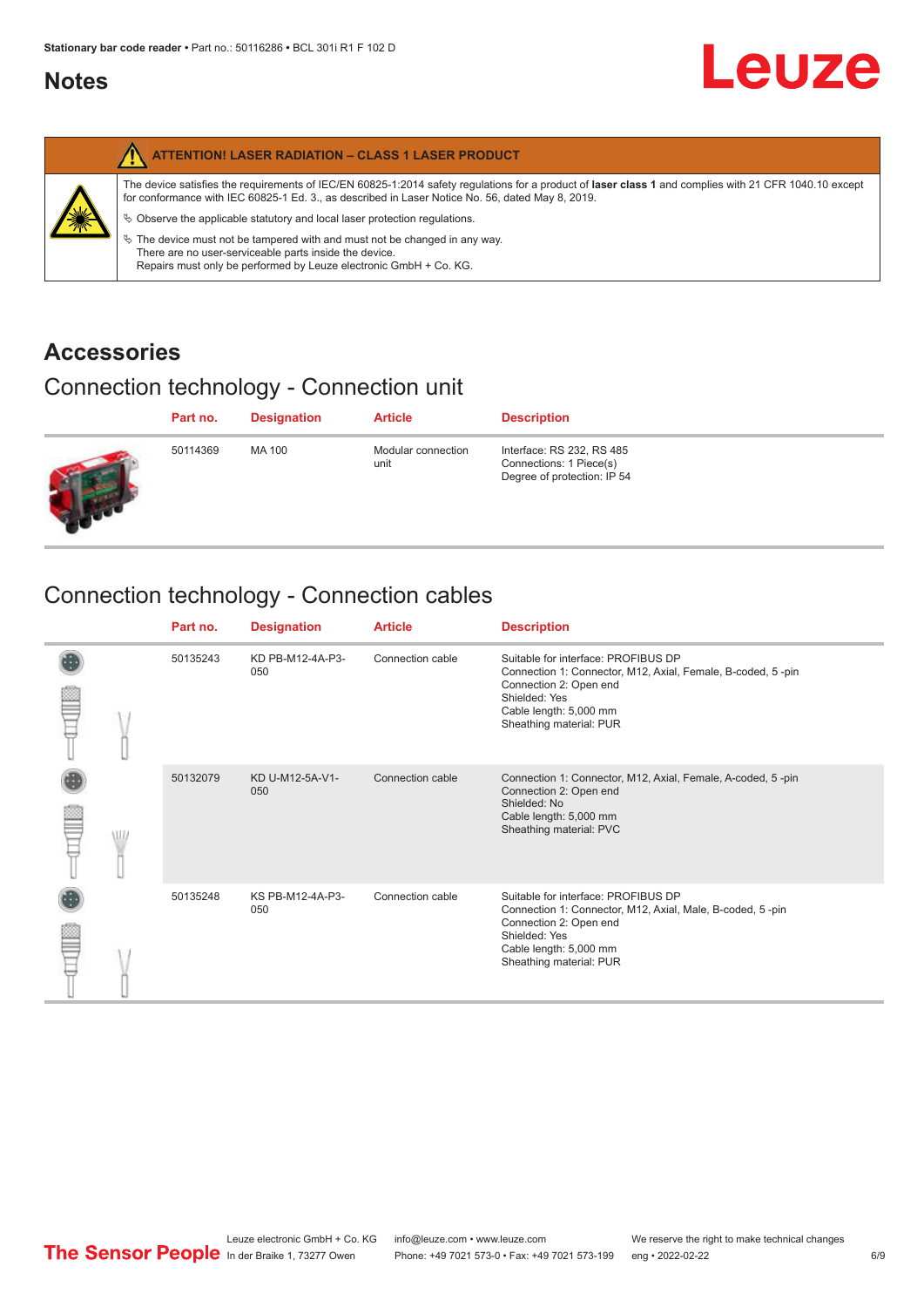## Notes

**ATTENTION! LASER RADIATION – CLASS 1 LASER PRODUCT**

The device satisfies the requirements of IEC/EN 60825-1:2014 safety regulations for a product of **laser class 1** and complies with 21 CFR 1040.10 except for conformance with IEC 60825-1 Ed. 3., as described in Laser Notice No. 56, dated May 8, 2019.

- Observe the applicable statutory and local laser protection regulations.
- The device must not be tampered with and must not be changed in any way.
  There are no user-serviceable parts inside the device.
  Repairs must only be performed by Leuze electronic GmbH + Co. KG.

# Accessories

## Connection technology - Connection unit

| Part no. | Designation | Article | Description |
|---|---|---|---|
| 50114369 | MA 100 | Modular connection unit | Interface: RS 232, RS 485<br>Connections: 1 Piece(s)<br>Degree of protection: IP 54 |

## Connection technology - Connection cables

| Part no. | Designation | Article | Description |
|---|---|---|---|
| 50135243 | KD PB-M12-4A-P3-050 | Connection cable | Suitable for interface: PROFIBUS DP<br>Connection 1: Connector, M12, Axial, Female, B-coded, 5 -pin<br>Connection 2: Open end<br>Shielded: Yes<br>Cable length: 5,000 mm<br>Sheathing material: PUR |
| 50132079 | KD U-M12-5A-V1-050 | Connection cable | Connection 1: Connector, M12, Axial, Female, A-coded, 5 -pin<br>Connection 2: Open end<br>Shielded: No<br>Cable length: 5,000 mm<br>Sheathing material: PVC |
| 50135248 | KS PB-M12-4A-P3-050 | Connection cable | Suitable for interface: PROFIBUS DP<br>Connection 1: Connector, M12, Axial, Male, B-coded, 5 -pin<br>Connection 2: Open end<br>Shielded: Yes<br>Cable length: 5,000 mm<br>Sheathing material: PUR |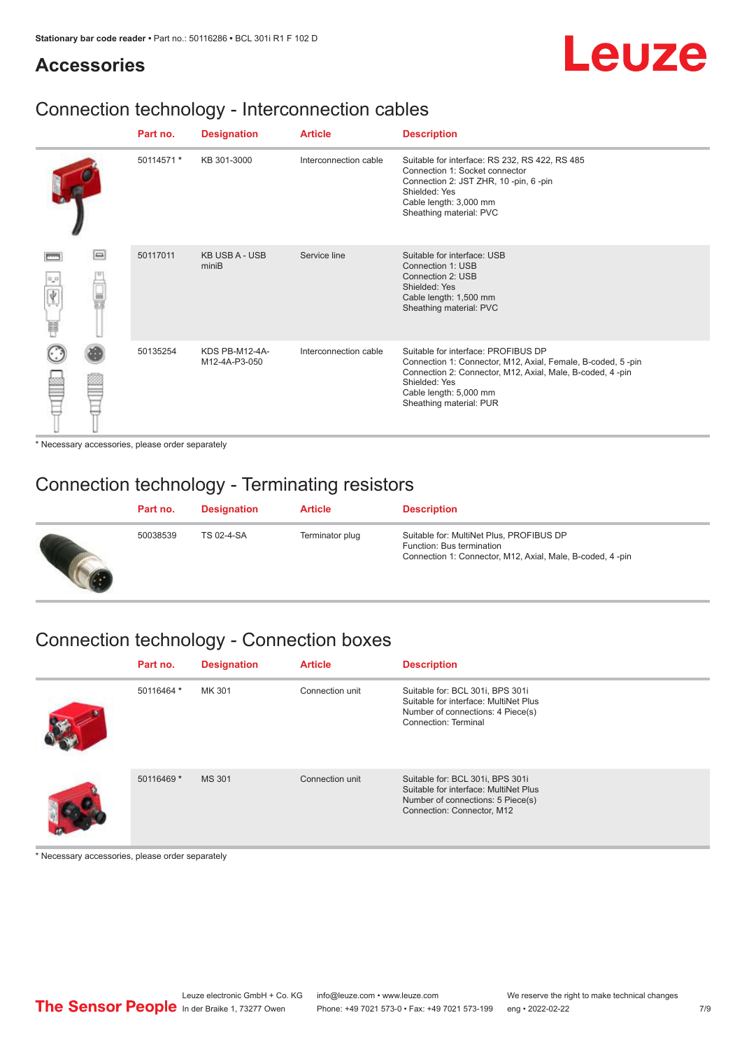## Accessories

### Connection technology - Interconnection cables

| Part no. | Designation | Article | Description |
|---|---|---|---|
| 50114571 * | KB 301-3000 | Interconnection cable | Suitable for interface: RS 232, RS 422, RS 485<br>Connection 1: Socket connector<br>Connection 2: JST ZHR, 10 -pin, 6 -pin<br>Shielded: Yes<br>Cable length: 3,000 mm<br>Sheathing material: PVC |
| 50117011 | KB USB A - USB miniB | Service line | Suitable for interface: USB<br>Connection 1: USB<br>Connection 2: USB<br>Shielded: Yes<br>Cable length: 1,500 mm<br>Sheathing material: PVC |
| 50135254 | KDS PB-M12-4A-M12-4A-P3-050 | Interconnection cable | Suitable for interface: PROFIBUS DP<br>Connection 1: Connector, M12, Axial, Female, B-coded, 5 -pin<br>Connection 2: Connector, M12, Axial, Male, B-coded, 4 -pin<br>Shielded: Yes<br>Cable length: 5,000 mm<br>Sheathing material: PUR |

* Necessary accessories, please order separately

### Connection technology - Terminating resistors

| Part no. | Designation | Article | Description |
|---|---|---|---|
| 50038539 | TS 02-4-SA | Terminator plug | Suitable for: MultiNet Plus, PROFIBUS DP<br>Function: Bus termination<br>Connection 1: Connector, M12, Axial, Male, B-coded, 4 -pin |

### Connection technology - Connection boxes

| Part no. | Designation | Article | Description |
|---|---|---|---|
| 50116464 * | MK 301 | Connection unit | Suitable for: BCL 301i, BPS 301i<br>Suitable for interface: MultiNet Plus<br>Number of connections: 4 Piece(s)<br>Connection: Terminal |
| 50116469 * | MS 301 | Connection unit | Suitable for: BCL 301i, BPS 301i<br>Suitable for interface: MultiNet Plus<br>Number of connections: 5 Piece(s)<br>Connection: Connector, M12 |

* Necessary accessories, please order separately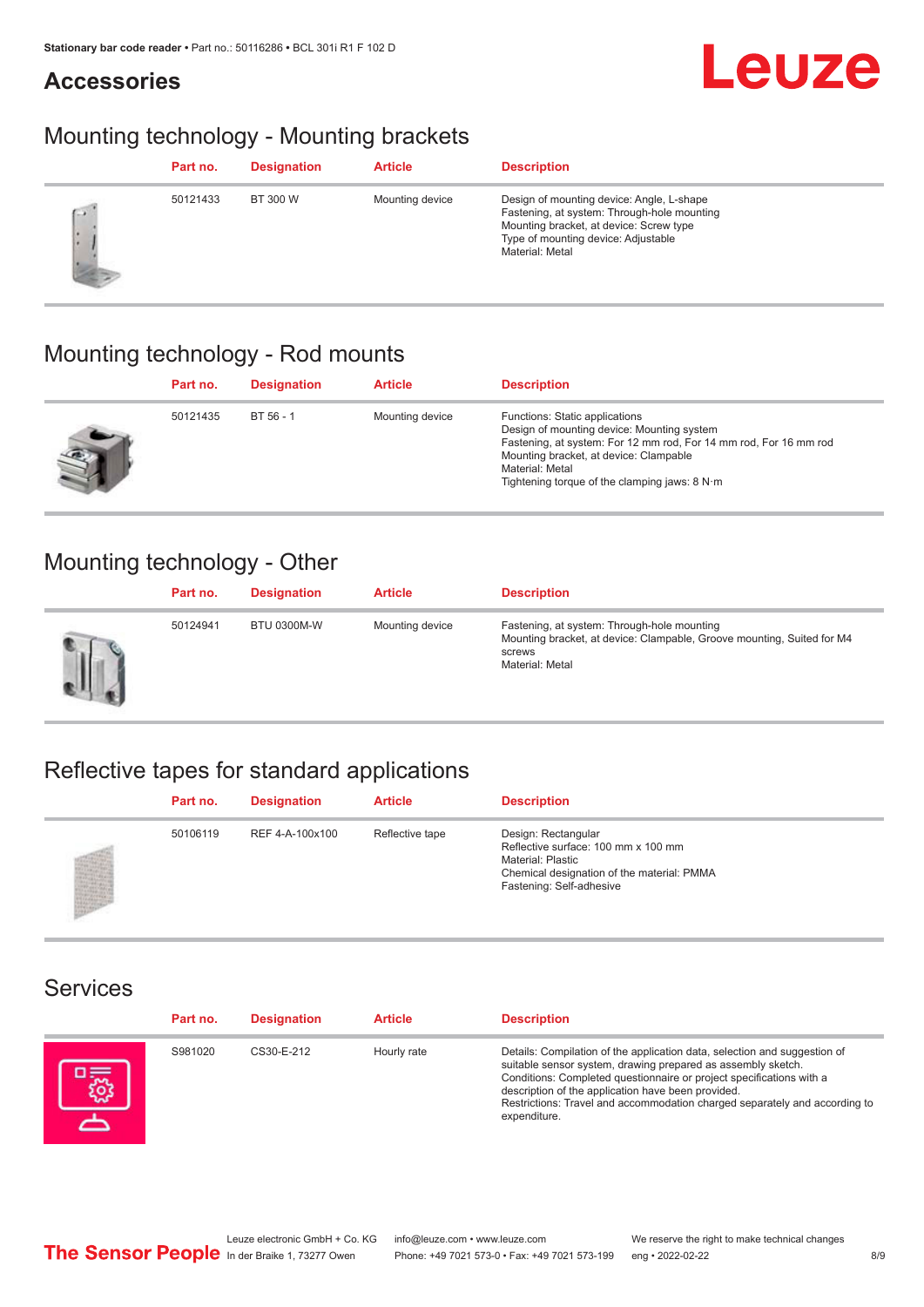## Accessories

### Mounting technology - Mounting brackets

| Part no. | Designation | Article | Description |
|---|---|---|---|
| 50121433 | BT 300 W | Mounting device | Design of mounting device: Angle, L-shape<br>Fastening, at system: Through-hole mounting<br>Mounting bracket, at device: Screw type<br>Type of mounting device: Adjustable<br>Material: Metal |

### Mounting technology - Rod mounts

| Part no. | Designation | Article | Description |
|---|---|---|---|
| 50121435 | BT 56 - 1 | Mounting device | Functions: Static applications<br>Design of mounting device: Mounting system<br>Fastening, at system: For 12 mm rod, For 14 mm rod, For 16 mm rod<br>Mounting bracket, at device: Clampable<br>Material: Metal<br>Tightening torque of the clamping jaws: 8 N·m |

### Mounting technology - Other

| Part no. | Designation | Article | Description |
|---|---|---|---|
| 50124941 | BTU 0300M-W | Mounting device | Fastening, at system: Through-hole mounting<br>Mounting bracket, at device: Clampable, Groove mounting, Suited for M4 screws<br>Material: Metal |

### Reflective tapes for standard applications

| Part no. | Designation | Article | Description |
|---|---|---|---|
| 50106119 | REF 4-A-100x100 | Reflective tape | Design: Rectangular<br>Reflective surface: 100 mm x 100 mm<br>Material: Plastic<br>Chemical designation of the material: PMMA<br>Fastening: Self-adhesive |

### Services

| Part no. | Designation | Article | Description |
|---|---|---|---|
| S981020 | CS30-E-212 | Hourly rate | Details: Compilation of the application data, selection and suggestion of suitable sensor system, drawing prepared as assembly sketch.<br>Conditions: Completed questionnaire or project specifications with a description of the application have been provided.<br>Restrictions: Travel and accommodation charged separately and according to expenditure. |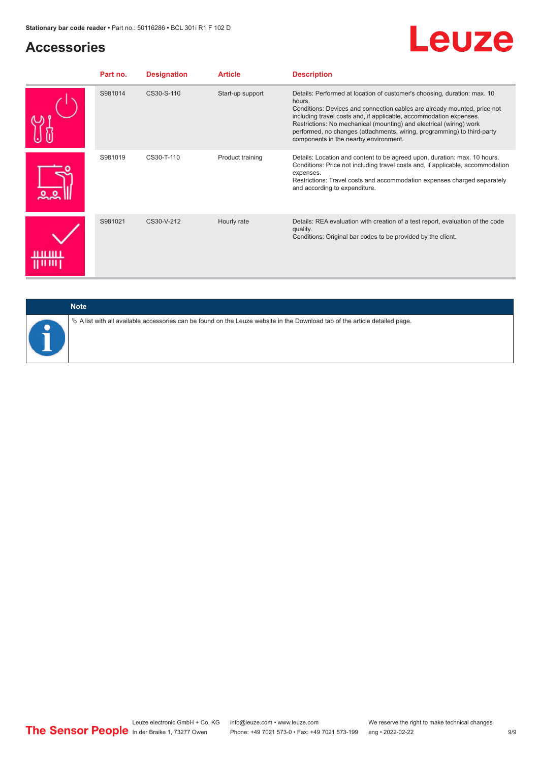## Accessories

| | Part no. | Designation | Article | Description |
|---|---|---|---|---|
| | S981014 | CS30-S-110 | Start-up support | Details: Performed at location of customer's choosing, duration: max. 10 hours.<br>Conditions: Devices and connection cables are already mounted, price not including travel costs and, if applicable, accommodation expenses.<br>Restrictions: No mechanical (mounting) and electrical (wiring) work performed, no changes (attachments, wiring, programming) to third-party components in the nearby environment. |
| | S981019 | CS30-T-110 | Product training | Details: Location and content to be agreed upon, duration: max. 10 hours.<br>Conditions: Price not including travel costs and, if applicable, accommodation expenses.<br>Restrictions: Travel costs and accommodation expenses charged separately and according to expenditure. |
| | S981021 | CS30-V-212 | Hourly rate | Details: REA evaluation with creation of a test report, evaluation of the code quality.<br>Conditions: Original bar codes to be provided by the client. |

**Note**

↳ A list with all available accessories can be found on the Leuze website in the Download tab of the article detailed page.